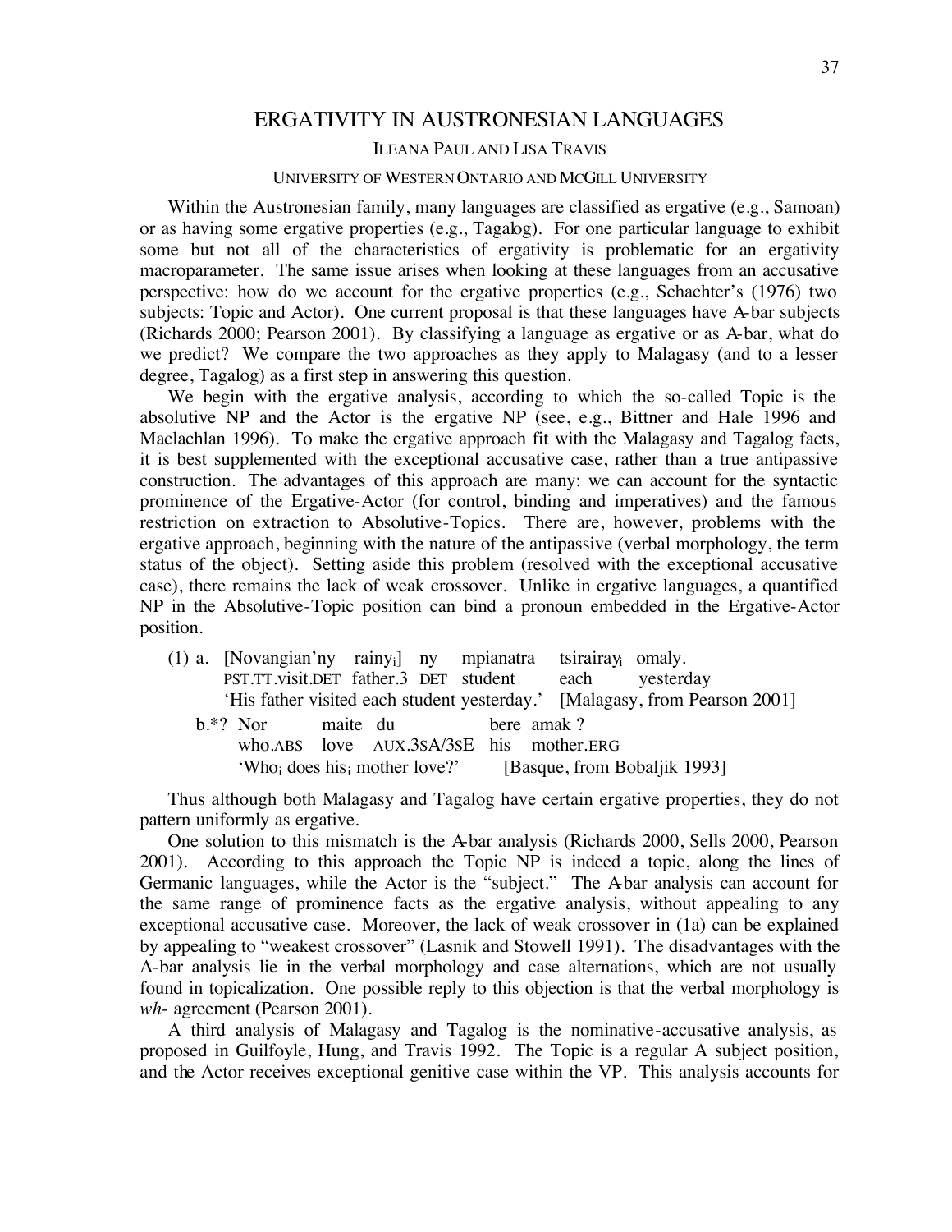# ERGATIVITY IN AUSTRONESIAN LANGUAGES

ILEANA PAUL AND LISA TRAVIS

UNIVERSITY OF WESTERN ONTARIO AND MCGILL UNIVERSITY

Within the Austronesian family, many languages are classified as ergative (e.g., Samoan) or as having some ergative properties (e.g., Tagalog). For one particular language to exhibit some but not all of the characteristics of ergativity is problematic for an ergativity macroparameter. The same issue arises when looking at these languages from an accusative perspective: how do we account for the ergative properties (e.g., Schachter's (1976) two subjects: Topic and Actor). One current proposal is that these languages have A-bar subjects (Richards 2000; Pearson 2001). By classifying a language as ergative or as A-bar, what do we predict? We compare the two approaches as they apply to Malagasy (and to a lesser degree, Tagalog) as a first step in answering this question.

We begin with the ergative analysis, according to which the so-called Topic is the absolutive NP and the Actor is the ergative NP (see, e.g., Bittner and Hale 1996 and Maclachlan 1996). To make the ergative approach fit with the Malagasy and Tagalog facts, it is best supplemented with the exceptional accusative case, rather than a true antipassive construction. The advantages of this approach are many: we can account for the syntactic prominence of the Ergative-Actor (for control, binding and imperatives) and the famous restriction on extraction to Absolutive-Topics. There are, however, problems with the ergative approach, beginning with the nature of the antipassive (verbal morphology, the term status of the object). Setting aside this problem (resolved with the exceptional accusative case), there remains the lack of weak crossover. Unlike in ergative languages, a quantified NP in the Absolutive-Topic position can bind a pronoun embedded in the Ergative-Actor position.

(1) a. [Novangian'ny rainy$_i$] ny mpianatra tsirairay$_i$ omaly.
PST.TT.visit.DET father.3 DET student each yesterday
'His father visited each student yesterday.' [Malagasy, from Pearson 2001]

b.*? Nor maite du bere amak ?
who.ABS love AUX.3SA/3SE his mother.ERG
'Who$_i$ does his$_i$ mother love?' [Basque, from Bobaljik 1993]

Thus although both Malagasy and Tagalog have certain ergative properties, they do not pattern uniformly as ergative.

One solution to this mismatch is the A-bar analysis (Richards 2000, Sells 2000, Pearson 2001). According to this approach the Topic NP is indeed a topic, along the lines of Germanic languages, while the Actor is the "subject." The A-bar analysis can account for the same range of prominence facts as the ergative analysis, without appealing to any exceptional accusative case. Moreover, the lack of weak crossover in (1a) can be explained by appealing to "weakest crossover" (Lasnik and Stowell 1991). The disadvantages with the A-bar analysis lie in the verbal morphology and case alternations, which are not usually found in topicalization. One possible reply to this objection is that the verbal morphology is *wh-* agreement (Pearson 2001).

A third analysis of Malagasy and Tagalog is the nominative-accusative analysis, as proposed in Guilfoyle, Hung, and Travis 1992. The Topic is a regular A subject position, and the Actor receives exceptional genitive case within the VP. This analysis accounts for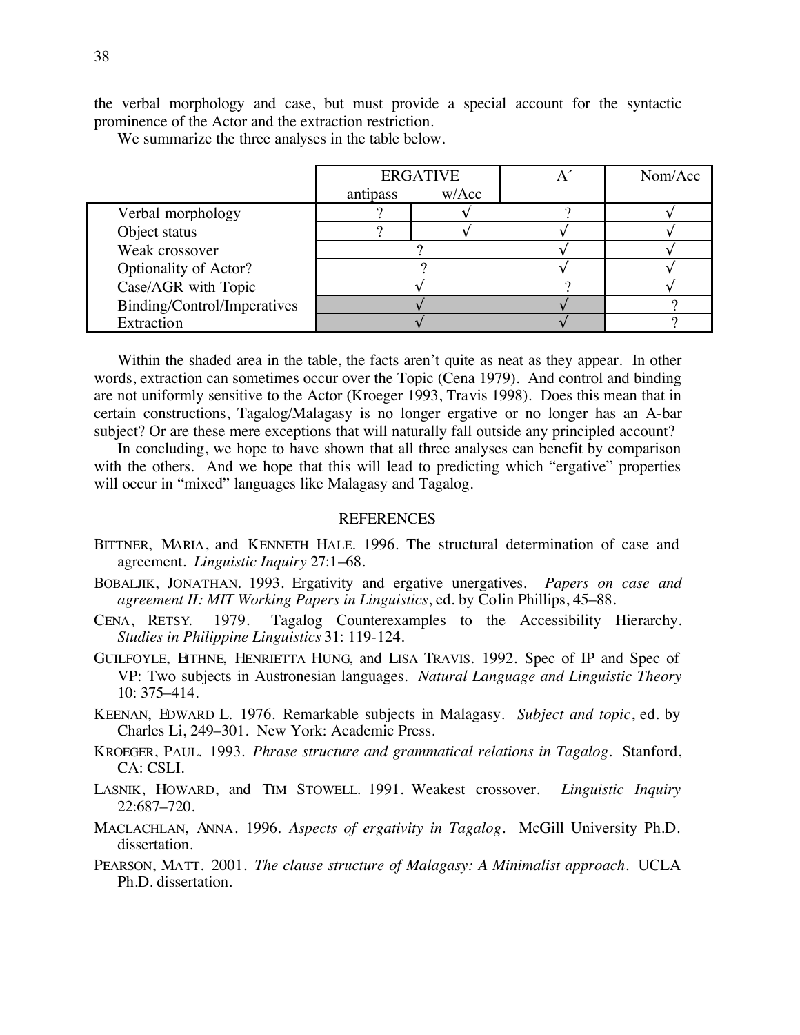the verbal morphology and case, but must provide a special account for the syntactic prominence of the Actor and the extraction restriction.

We summarize the three analyses in the table below.

| | ERGATIVE | | A´ | Nom/Acc |
|---|---|---|---|---|
| | antipass | w/Acc | | |
| Verbal morphology | ? | √ | ? | √ |
| Object status | ? | √ | √ | √ |
| Weak crossover | ? | | √ | √ |
| Optionality of Actor? | ? | | √ | √ |
| Case/AGR with Topic | √ | | ? | √ |
| Binding/Control/Imperatives | √ | | √ | ? |
| Extraction | √ | | √ | ? |

Within the shaded area in the table, the facts aren't quite as neat as they appear. In other words, extraction can sometimes occur over the Topic (Cena 1979). And control and binding are not uniformly sensitive to the Actor (Kroeger 1993, Travis 1998). Does this mean that in certain constructions, Tagalog/Malagasy is no longer ergative or no longer has an A-bar subject? Or are these mere exceptions that will naturally fall outside any principled account?

In concluding, we hope to have shown that all three analyses can benefit by comparison with the others. And we hope that this will lead to predicting which "ergative" properties will occur in "mixed" languages like Malagasy and Tagalog.

## REFERENCES

BITTNER, MARIA, and KENNETH HALE. 1996. The structural determination of case and agreement. *Linguistic Inquiry* 27:1–68.

BOBALJIK, JONATHAN. 1993. Ergativity and ergative unergatives. *Papers on case and agreement II: MIT Working Papers in Linguistics*, ed. by Colin Phillips, 45–88.

CENA, RETSY. 1979. Tagalog Counterexamples to the Accessibility Hierarchy. *Studies in Philippine Linguistics* 31: 119-124.

GUILFOYLE, EITHNE, HENRIETTA HUNG, and LISA TRAVIS. 1992. Spec of IP and Spec of VP: Two subjects in Austronesian languages. *Natural Language and Linguistic Theory* 10: 375–414.

KEENAN, EDWARD L. 1976. Remarkable subjects in Malagasy. *Subject and topic*, ed. by Charles Li, 249–301. New York: Academic Press.

KROEGER, PAUL. 1993. *Phrase structure and grammatical relations in Tagalog*. Stanford, CA: CSLI.

LASNIK, HOWARD, and TIM STOWELL. 1991. Weakest crossover. *Linguistic Inquiry* 22:687–720.

MACLACHLAN, ANNA. 1996. *Aspects of ergativity in Tagalog*. McGill University Ph.D. dissertation.

PEARSON, MATT. 2001. *The clause structure of Malagasy: A Minimalist approach*. UCLA Ph.D. dissertation.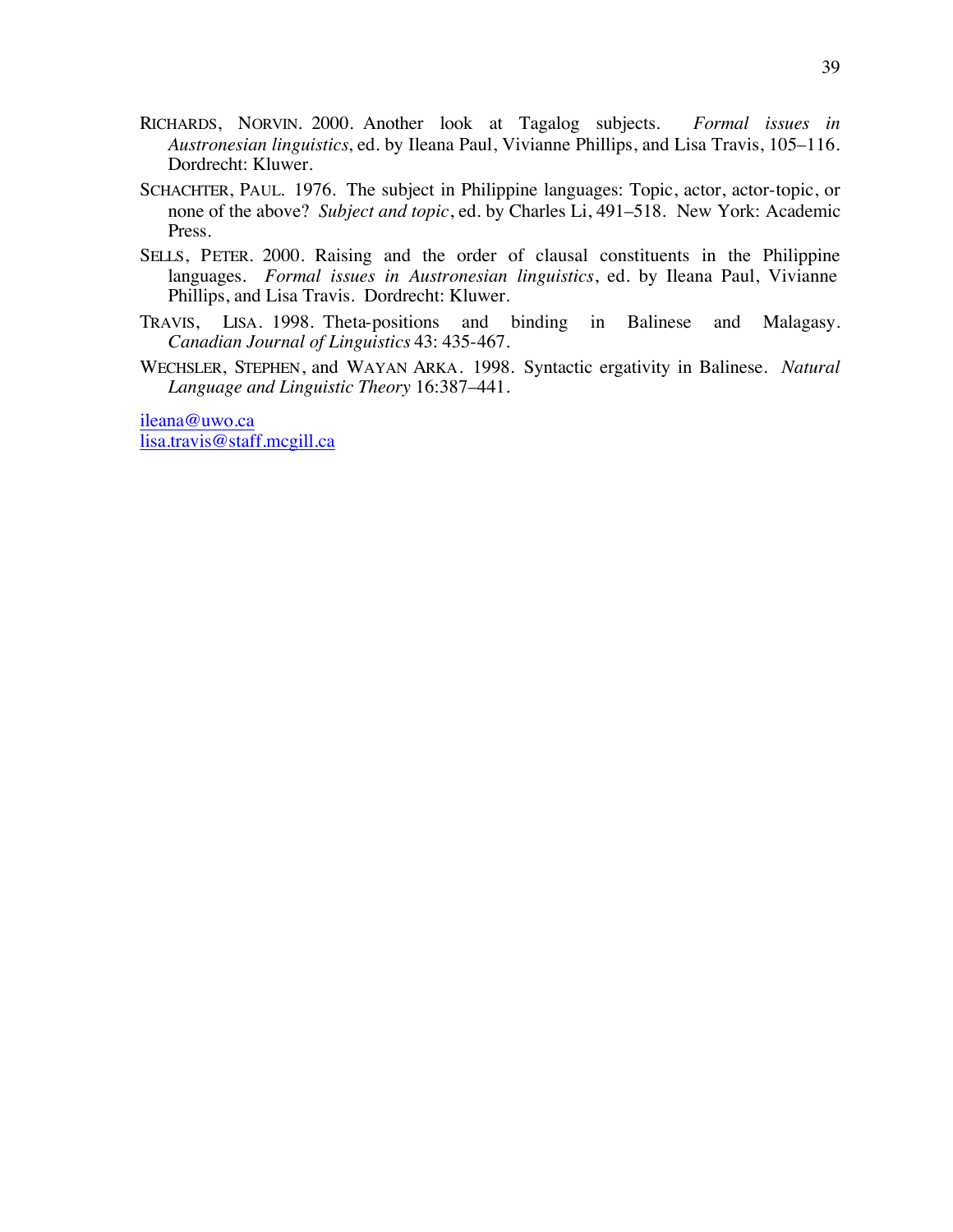RICHARDS, NORVIN. 2000. Another look at Tagalog subjects. *Formal issues in Austronesian linguistics*, ed. by Ileana Paul, Vivianne Phillips, and Lisa Travis, 105–116. Dordrecht: Kluwer.

SCHACHTER, PAUL. 1976. The subject in Philippine languages: Topic, actor, actor-topic, or none of the above? *Subject and topic*, ed. by Charles Li, 491–518. New York: Academic Press.

SELLS, PETER. 2000. Raising and the order of clausal constituents in the Philippine languages. *Formal issues in Austronesian linguistics*, ed. by Ileana Paul, Vivianne Phillips, and Lisa Travis. Dordrecht: Kluwer.

TRAVIS, LISA. 1998. Theta-positions and binding in Balinese and Malagasy. *Canadian Journal of Linguistics* 43: 435-467.

WECHSLER, STEPHEN, and WAYAN ARKA. 1998. Syntactic ergativity in Balinese. *Natural Language and Linguistic Theory* 16:387–441.

ileana@uwo.ca
lisa.travis@staff.mcgill.ca